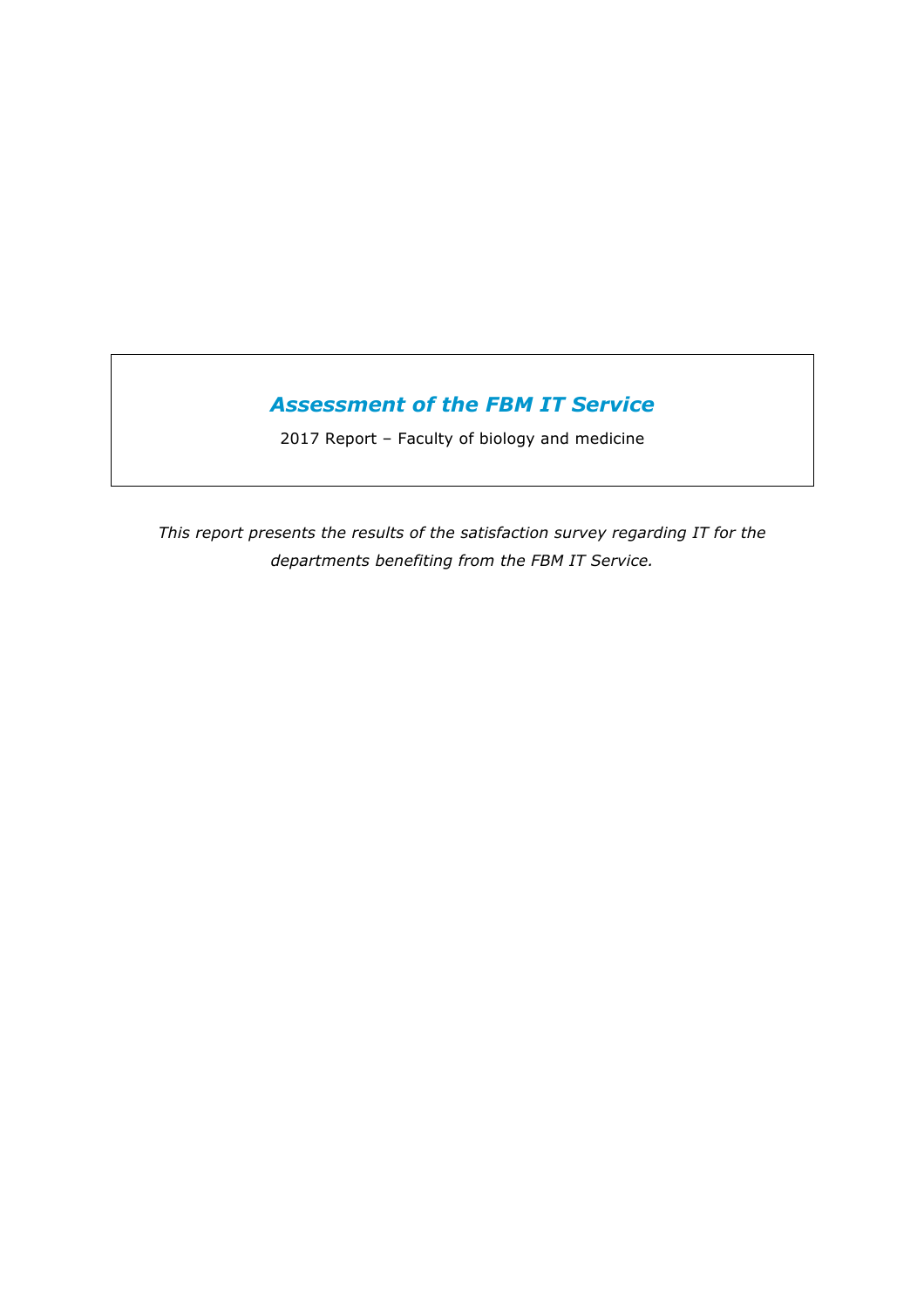# *Assessment of the FBM IT Service*

2017 Report – Faculty of biology and medicine

*This report presents the results of the satisfaction survey regarding IT for the departments benefiting from the FBM IT Service.*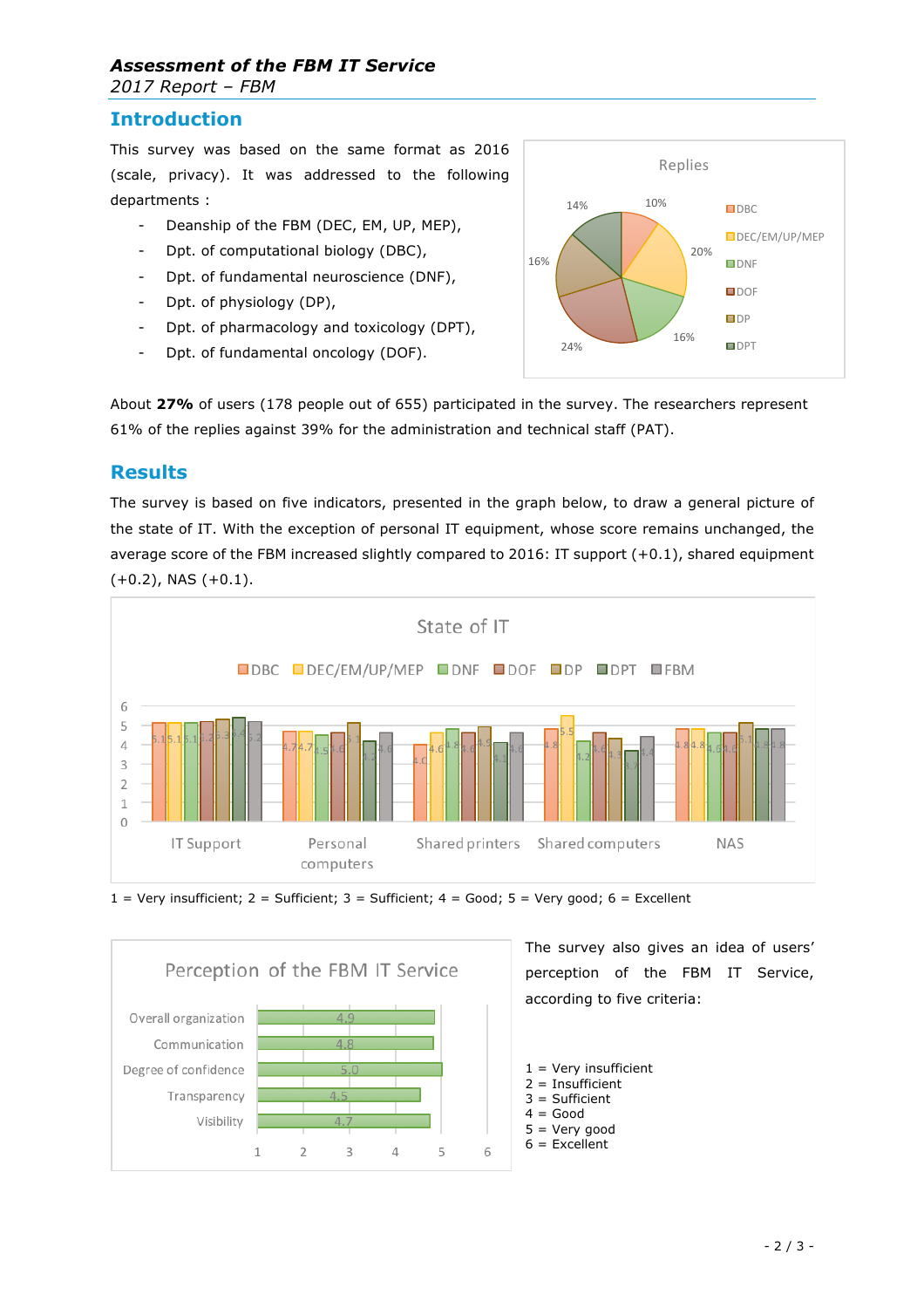***Assessment of the FBM IT Service***
*2017 Report – FBM*

## Introduction

This survey was based on the same format as 2016 (scale, privacy). It was addressed to the following departments :

- Deanship of the FBM (DEC, EM, UP, MEP),
- Dpt. of computational biology (DBC),
- Dpt. of fundamental neuroscience (DNF),
- Dpt. of physiology (DP),
- Dpt. of pharmacology and toxicology (DPT),
- Dpt. of fundamental oncology (DOF).

Replies

| Department | Share |
|---|---|
| DBC | 10% |
| DEC/EM/UP/MEP | 20% |
| DNF | 16% |
| DOF | 24% |
| DP | 16% |
| DPT | 14% |

About **27%** of users (178 people out of 655) participated in the survey. The researchers represent 61% of the replies against 39% for the administration and technical staff (PAT).

## Results

The survey is based on five indicators, presented in the graph below, to draw a general picture of the state of IT. With the exception of personal IT equipment, whose score remains unchanged, the average score of the FBM increased slightly compared to 2016: IT support (+0.1), shared equipment (+0.2), NAS (+0.1).

State of IT

| | DBC | DEC/EM/UP/MEP | DNF | DOF | DP | DPT | FBM |
|---|---|---|---|---|---|---|---|
| IT Support | 5.1 | 5.1 | 5.1 | 5.2 | 5.3 | 5.4 | 5.2 |
| Personal computers | 4.7 | 4.7 | 4.5 | 4.6 | 5.1 | 4.2 | 4.6 |
| Shared printers | 4.0 | 4.6 | 4.8 | 4.6 | 4.9 | 4.1 | 4.6 |
| Shared computers | 4.8 | 5.5 | 4.2 | 4.6 | 4.3 | 3.7 | 4.4 |
| NAS | 4.8 | 4.8 | 4.6 | 4.6 | 5.1 | 4.8 | 4.8 |

1 = Very insufficient; 2 = Sufficient; 3 = Sufficient; 4 = Good; 5 = Very good; 6 = Excellent

The survey also gives an idea of users' perception of the FBM IT Service, according to five criteria:

Perception of the FBM IT Service

| Criterion | Score |
|---|---|
| Overall organization | 4.9 |
| Communication | 4.8 |
| Degree of confidence | 5.0 |
| Transparency | 4.5 |
| Visibility | 4.7 |

1 = Very insufficient
2 = Insufficient
3 = Sufficient
4 = Good
5 = Very good
6 = Excellent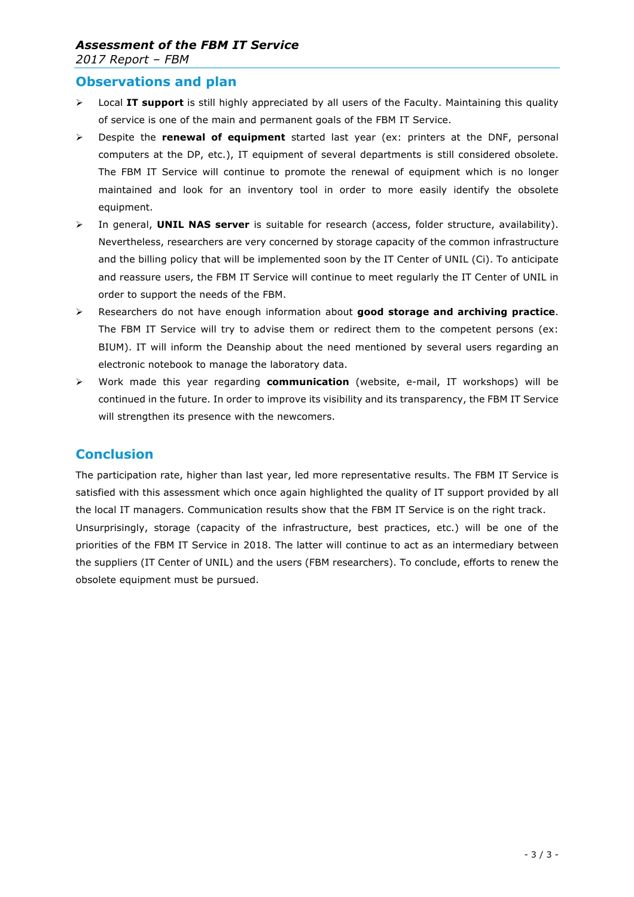## Observations and plan

- Local **IT support** is still highly appreciated by all users of the Faculty. Maintaining this quality of service is one of the main and permanent goals of the FBM IT Service.
- Despite the **renewal of equipment** started last year (ex: printers at the DNF, personal computers at the DP, etc.), IT equipment of several departments is still considered obsolete. The FBM IT Service will continue to promote the renewal of equipment which is no longer maintained and look for an inventory tool in order to more easily identify the obsolete equipment.
- In general, **UNIL NAS server** is suitable for research (access, folder structure, availability). Nevertheless, researchers are very concerned by storage capacity of the common infrastructure and the billing policy that will be implemented soon by the IT Center of UNIL (Ci). To anticipate and reassure users, the FBM IT Service will continue to meet regularly the IT Center of UNIL in order to support the needs of the FBM.
- Researchers do not have enough information about **good storage and archiving practice**. The FBM IT Service will try to advise them or redirect them to the competent persons (ex: BIUM). IT will inform the Deanship about the need mentioned by several users regarding an electronic notebook to manage the laboratory data.
- Work made this year regarding **communication** (website, e-mail, IT workshops) will be continued in the future. In order to improve its visibility and its transparency, the FBM IT Service will strengthen its presence with the newcomers.

## Conclusion

The participation rate, higher than last year, led more representative results. The FBM IT Service is satisfied with this assessment which once again highlighted the quality of IT support provided by all the local IT managers. Communication results show that the FBM IT Service is on the right track.
Unsurprisingly, storage (capacity of the infrastructure, best practices, etc.) will be one of the priorities of the FBM IT Service in 2018. The latter will continue to act as an intermediary between the suppliers (IT Center of UNIL) and the users (FBM researchers). To conclude, efforts to renew the obsolete equipment must be pursued.